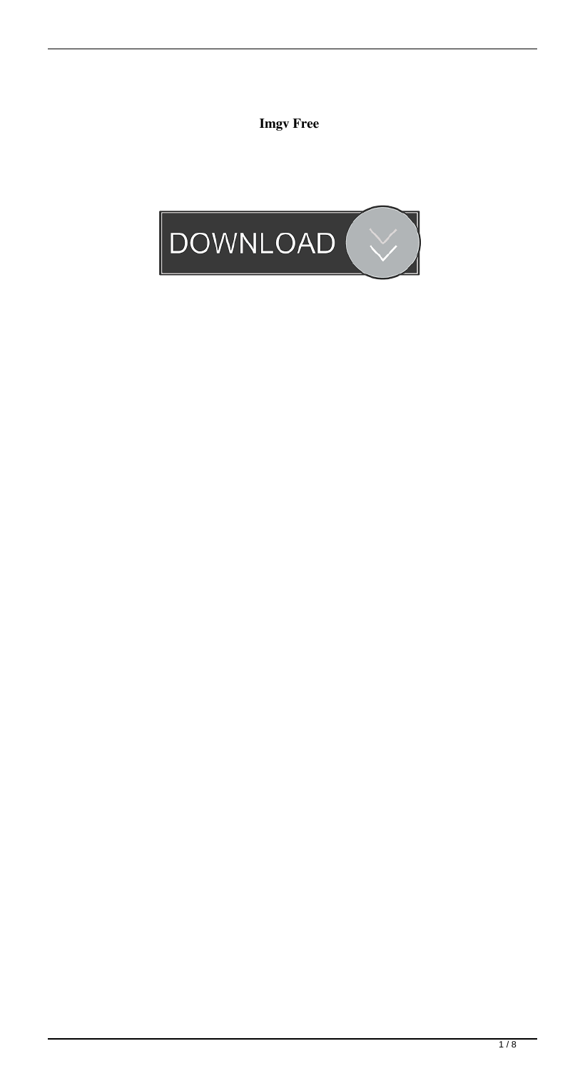**Imgv Free**

DOWNLOAD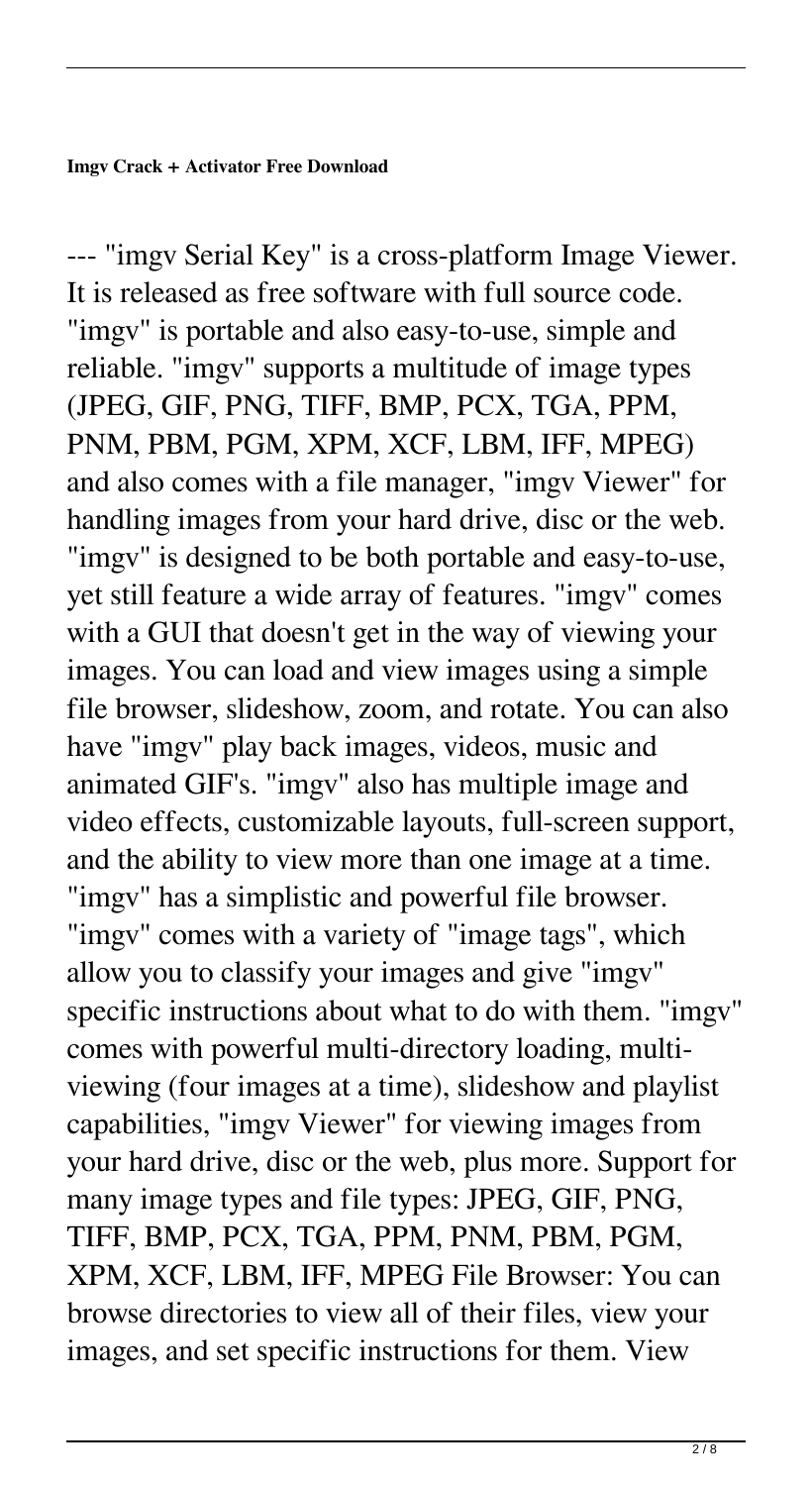**Imgv Crack + Activator Free Download**

--- "imgv Serial Key" is a cross-platform Image Viewer. It is released as free software with full source code. "imgv" is portable and also easy-to-use, simple and reliable. "imgv" supports a multitude of image types (JPEG, GIF, PNG, TIFF, BMP, PCX, TGA, PPM, PNM, PBM, PGM, XPM, XCF, LBM, IFF, MPEG) and also comes with a file manager, "imgv Viewer" for handling images from your hard drive, disc or the web. "imgv" is designed to be both portable and easy-to-use, yet still feature a wide array of features. "imgv" comes with a GUI that doesn't get in the way of viewing your images. You can load and view images using a simple file browser, slideshow, zoom, and rotate. You can also have "imgv" play back images, videos, music and animated GIF's. "imgv" also has multiple image and video effects, customizable layouts, full-screen support, and the ability to view more than one image at a time. "imgv" has a simplistic and powerful file browser. "imgv" comes with a variety of "image tags", which allow you to classify your images and give "imgv" specific instructions about what to do with them. "imgv" comes with powerful multi-directory loading, multi-viewing (four images at a time), slideshow and playlist capabilities, "imgv Viewer" for viewing images from your hard drive, disc or the web, plus more. Support for many image types and file types: JPEG, GIF, PNG, TIFF, BMP, PCX, TGA, PPM, PNM, PBM, PGM, XPM, XCF, LBM, IFF, MPEG File Browser: You can browse directories to view all of their files, view your images, and set specific instructions for them. View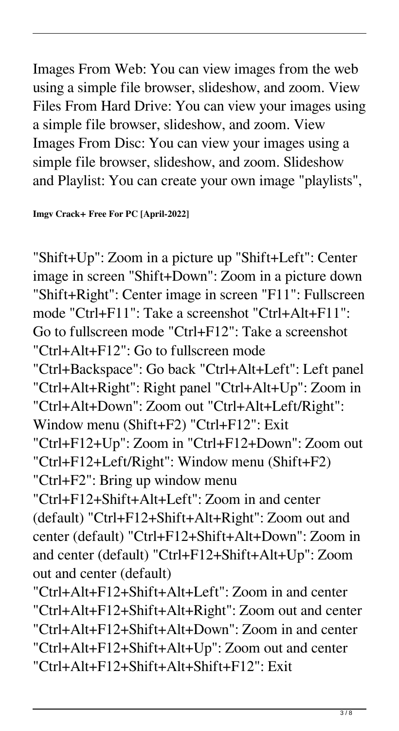Images From Web: You can view images from the web using a simple file browser, slideshow, and zoom. View Files From Hard Drive: You can view your images using a simple file browser, slideshow, and zoom. View Images From Disc: You can view your images using a simple file browser, slideshow, and zoom. Slideshow and Playlist: You can create your own image "playlists",

**Imgv Crack+ Free For PC [April-2022]**

"Shift+Up": Zoom in a picture up "Shift+Left": Center image in screen "Shift+Down": Zoom in a picture down "Shift+Right": Center image in screen "F11": Fullscreen mode "Ctrl+F11": Take a screenshot "Ctrl+Alt+F11": Go to fullscreen mode "Ctrl+F12": Take a screenshot "Ctrl+Alt+F12": Go to fullscreen mode "Ctrl+Backspace": Go back "Ctrl+Alt+Left": Left panel "Ctrl+Alt+Right": Right panel "Ctrl+Alt+Up": Zoom in "Ctrl+Alt+Down": Zoom out "Ctrl+Alt+Left/Right": Window menu (Shift+F2) "Ctrl+F12": Exit "Ctrl+F12+Up": Zoom in "Ctrl+F12+Down": Zoom out "Ctrl+F12+Left/Right": Window menu (Shift+F2) "Ctrl+F2": Bring up window menu "Ctrl+F12+Shift+Alt+Left": Zoom in and center (default) "Ctrl+F12+Shift+Alt+Right": Zoom out and center (default) "Ctrl+F12+Shift+Alt+Down": Zoom in and center (default) "Ctrl+F12+Shift+Alt+Up": Zoom out and center (default) "Ctrl+Alt+F12+Shift+Alt+Left": Zoom in and center "Ctrl+Alt+F12+Shift+Alt+Right": Zoom out and center "Ctrl+Alt+F12+Shift+Alt+Down": Zoom in and center "Ctrl+Alt+F12+Shift+Alt+Up": Zoom out and center "Ctrl+Alt+F12+Shift+Alt+Shift+F12": Exit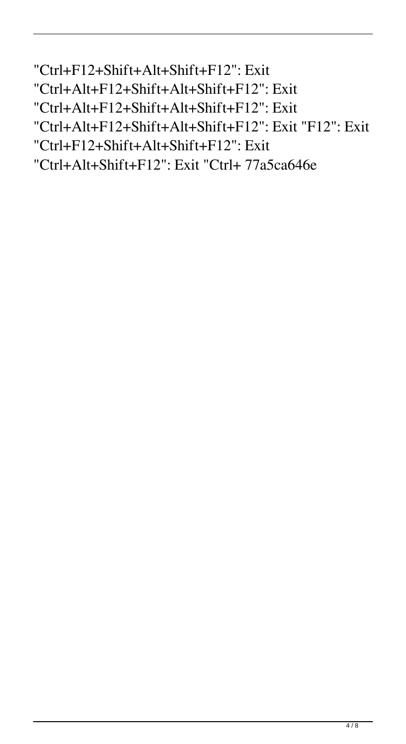"Ctrl+F12+Shift+Alt+Shift+F12": Exit
"Ctrl+Alt+F12+Shift+Alt+Shift+F12": Exit
"Ctrl+Alt+F12+Shift+Alt+Shift+F12": Exit
"Ctrl+Alt+F12+Shift+Alt+Shift+F12": Exit "F12": Exit
"Ctrl+F12+Shift+Alt+Shift+F12": Exit
"Ctrl+Alt+Shift+F12": Exit "Ctrl+ 77a5ca646e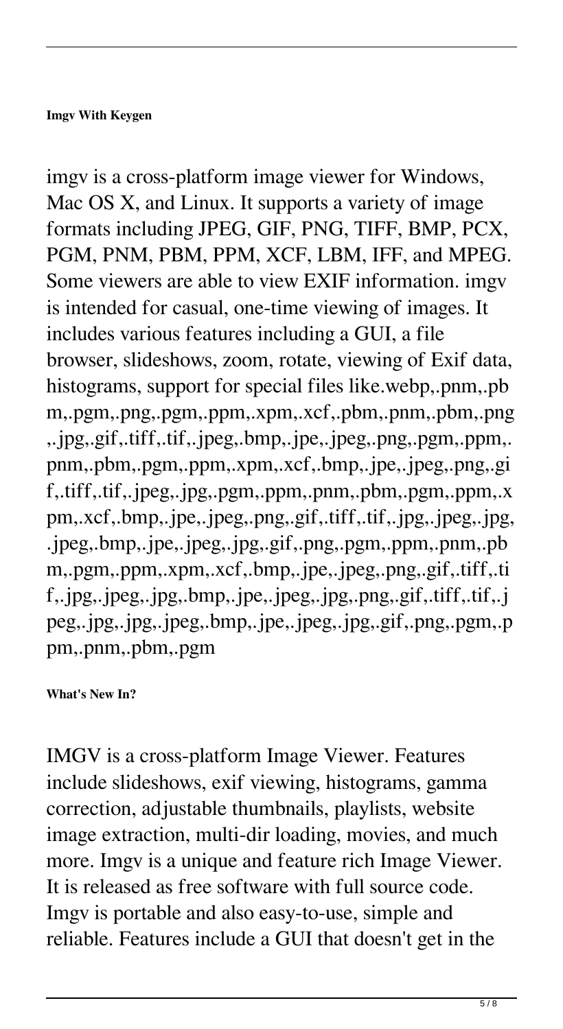**Imgv With Keygen**

imgv is a cross-platform image viewer for Windows, Mac OS X, and Linux. It supports a variety of image formats including JPEG, GIF, PNG, TIFF, BMP, PCX, PGM, PNM, PBM, PPM, XCF, LBM, IFF, and MPEG. Some viewers are able to view EXIF information. imgv is intended for casual, one-time viewing of images. It includes various features including a GUI, a file browser, slideshows, zoom, rotate, viewing of Exif data, histograms, support for special files like.webp,.pnm,.pbm,.pgm,.png,.pgm,.ppm,.xpm,.xcf,.pbm,.pnm,.pbm,.png,.jpg,.gif,.tiff,.tif,.jpeg,.bmp,.jpe,.jpeg,.png,.pgm,.ppm,.pnm,.pbm,.pgm,.ppm,.xpm,.xcf,.bmp,.jpe,.jpeg,.png,.gif,.tiff,.tif,.jpeg,.jpg,.pgm,.ppm,.pnm,.pbm,.pgm,.ppm,.xpm,.xcf,.bmp,.jpe,.jpeg,.png,.gif,.tiff,.tif,.jpg,.jpeg,.jpg,.jpeg,.bmp,.jpe,.jpeg,.jpg,.gif,.png,.pgm,.ppm,.pnm,.pbm,.pgm,.ppm,.xpm,.xcf,.bmp,.jpe,.jpeg,.png,.gif,.tiff,.tif,.jpg,.jpeg,.jpg,.bmp,.jpe,.jpeg,.jpg,.png,.gif,.tiff,.tif,.jpeg,.jpg,.jpg,.jpeg,.bmp,.jpe,.jpeg,.jpg,.gif,.png,.pgm,.ppm,.pnm,.pbm,.pgm

**What's New In?**

IMGV is a cross-platform Image Viewer. Features include slideshows, exif viewing, histograms, gamma correction, adjustable thumbnails, playlists, website image extraction, multi-dir loading, movies, and much more. Imgv is a unique and feature rich Image Viewer. It is released as free software with full source code. Imgv is portable and also easy-to-use, simple and reliable. Features include a GUI that doesn't get in the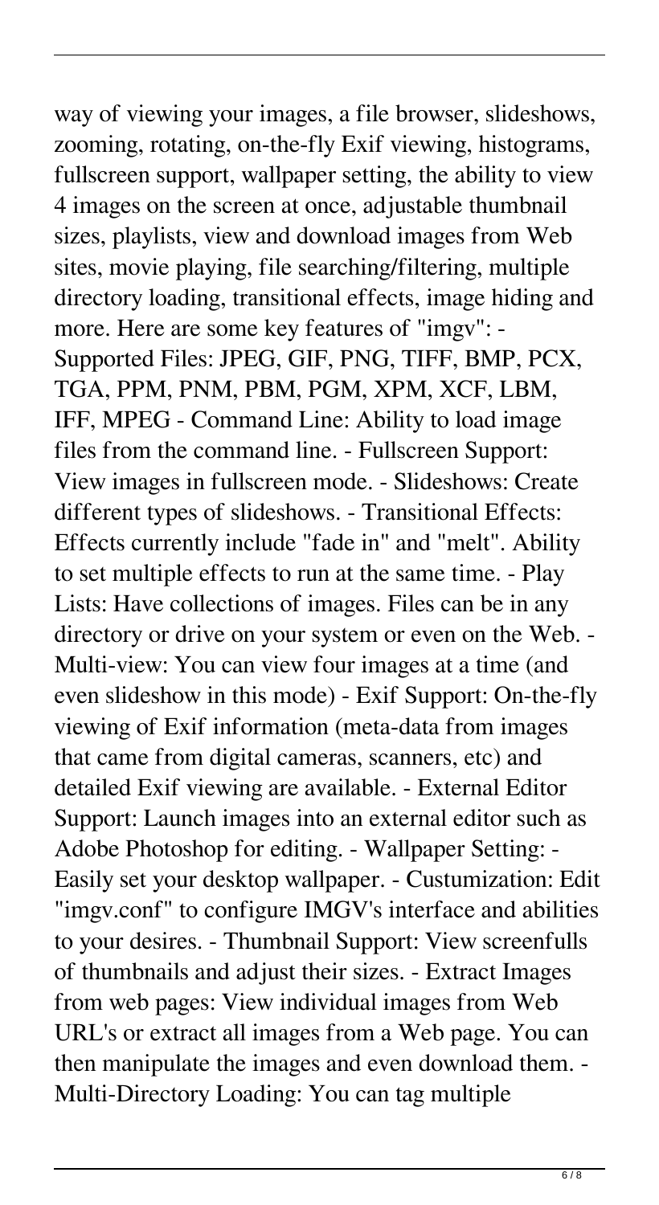way of viewing your images, a file browser, slideshows, zooming, rotating, on-the-fly Exif viewing, histograms, fullscreen support, wallpaper setting, the ability to view 4 images on the screen at once, adjustable thumbnail sizes, playlists, view and download images from Web sites, movie playing, file searching/filtering, multiple directory loading, transitional effects, image hiding and more. Here are some key features of "imgv": - Supported Files: JPEG, GIF, PNG, TIFF, BMP, PCX, TGA, PPM, PNM, PBM, PGM, XPM, XCF, LBM, IFF, MPEG - Command Line: Ability to load image files from the command line. - Fullscreen Support: View images in fullscreen mode. - Slideshows: Create different types of slideshows. - Transitional Effects: Effects currently include "fade in" and "melt". Ability to set multiple effects to run at the same time. - Play Lists: Have collections of images. Files can be in any directory or drive on your system or even on the Web. - Multi-view: You can view four images at a time (and even slideshow in this mode) - Exif Support: On-the-fly viewing of Exif information (meta-data from images that came from digital cameras, scanners, etc) and detailed Exif viewing are available. - External Editor Support: Launch images into an external editor such as Adobe Photoshop for editing. - Wallpaper Setting: - Easily set your desktop wallpaper. - Custumization: Edit "imgv.conf" to configure IMGV's interface and abilities to your desires. - Thumbnail Support: View screenfulls of thumbnails and adjust their sizes. - Extract Images from web pages: View individual images from Web URL's or extract all images from a Web page. You can then manipulate the images and even download them. - Multi-Directory Loading: You can tag multiple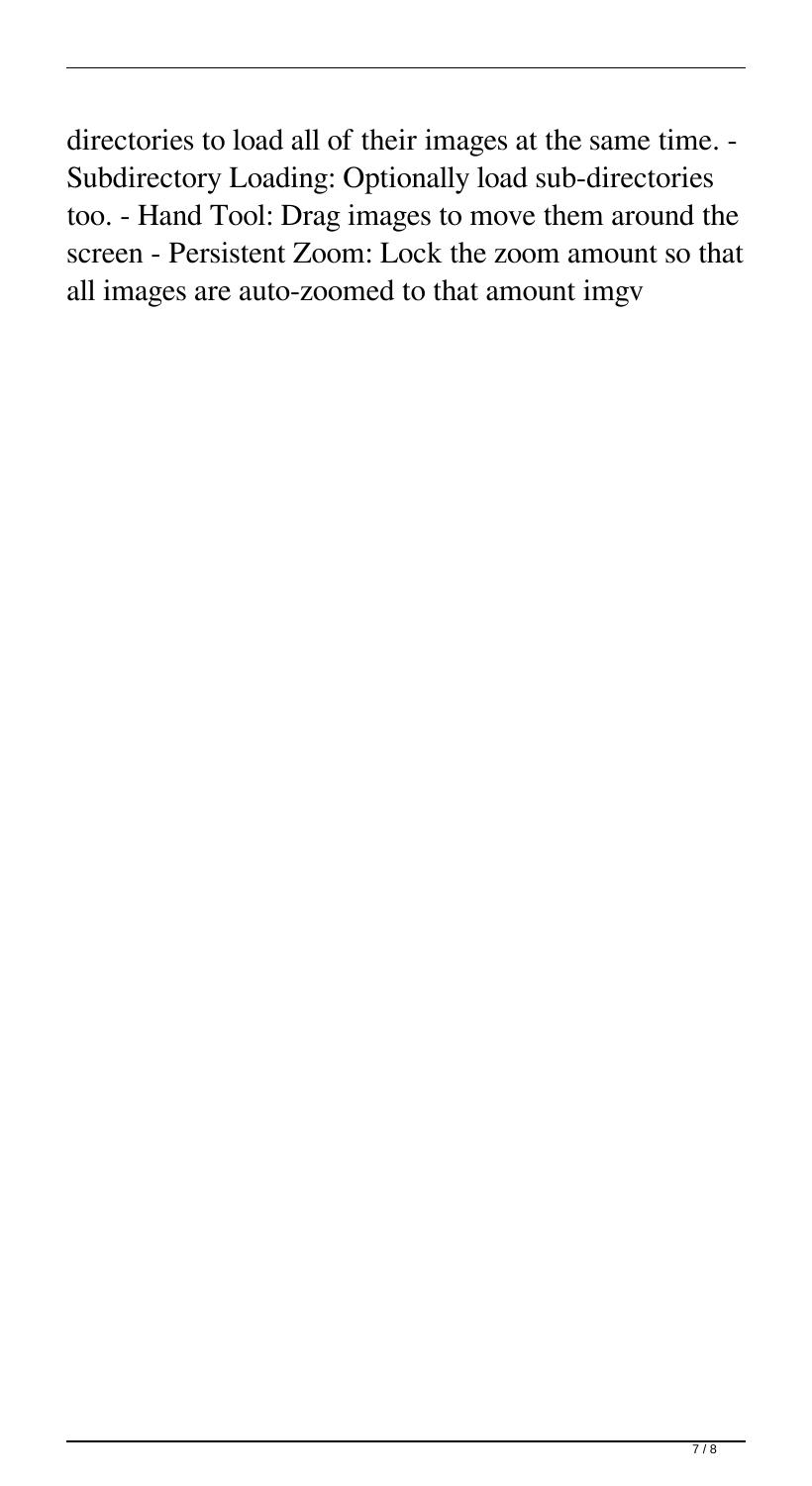directories to load all of their images at the same time. - Subdirectory Loading: Optionally load sub-directories too. - Hand Tool: Drag images to move them around the screen - Persistent Zoom: Lock the zoom amount so that all images are auto-zoomed to that amount imgv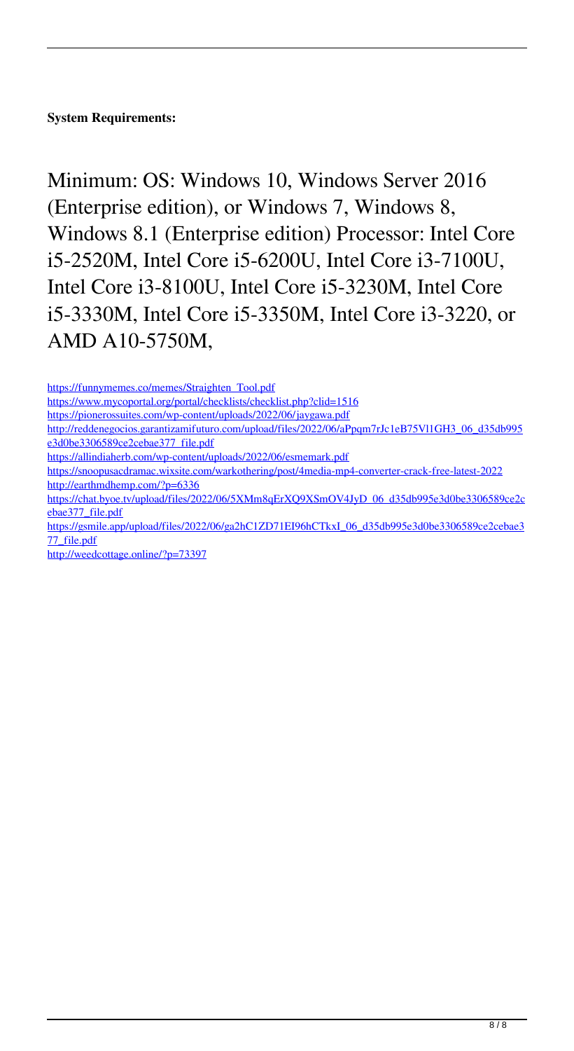**System Requirements:**

Minimum: OS: Windows 10, Windows Server 2016 (Enterprise edition), or Windows 7, Windows 8, Windows 8.1 (Enterprise edition) Processor: Intel Core i5-2520M, Intel Core i5-6200U, Intel Core i3-7100U, Intel Core i3-8100U, Intel Core i5-3230M, Intel Core i5-3330M, Intel Core i5-3350M, Intel Core i3-3220, or AMD A10-5750M,

https://funnymemes.co/memes/Straighten_Tool.pdf
https://www.mycoportal.org/portal/checklists/checklist.php?clid=1516
https://pionerossuites.com/wp-content/uploads/2022/06/jaygawa.pdf
http://reddenegocios.garantizamifuturo.com/upload/files/2022/06/aPpqm7rJc1eB75Vl1GH3_06_d35db995e3d0be3306589ce2cebae377_file.pdf
https://allindiaherb.com/wp-content/uploads/2022/06/esmemark.pdf
https://snoopusacdramac.wixsite.com/warkothering/post/4media-mp4-converter-crack-free-latest-2022
http://earthmdhemp.com/?p=6336
https://chat.byoe.tv/upload/files/2022/06/5XMm8qErXQ9XSmOV4JyD_06_d35db995e3d0be3306589ce2cebae377_file.pdf
https://gsmile.app/upload/files/2022/06/ga2hC1ZD71EI96hCTkxI_06_d35db995e3d0be3306589ce2cebae377_file.pdf
http://weedcottage.online/?p=73397